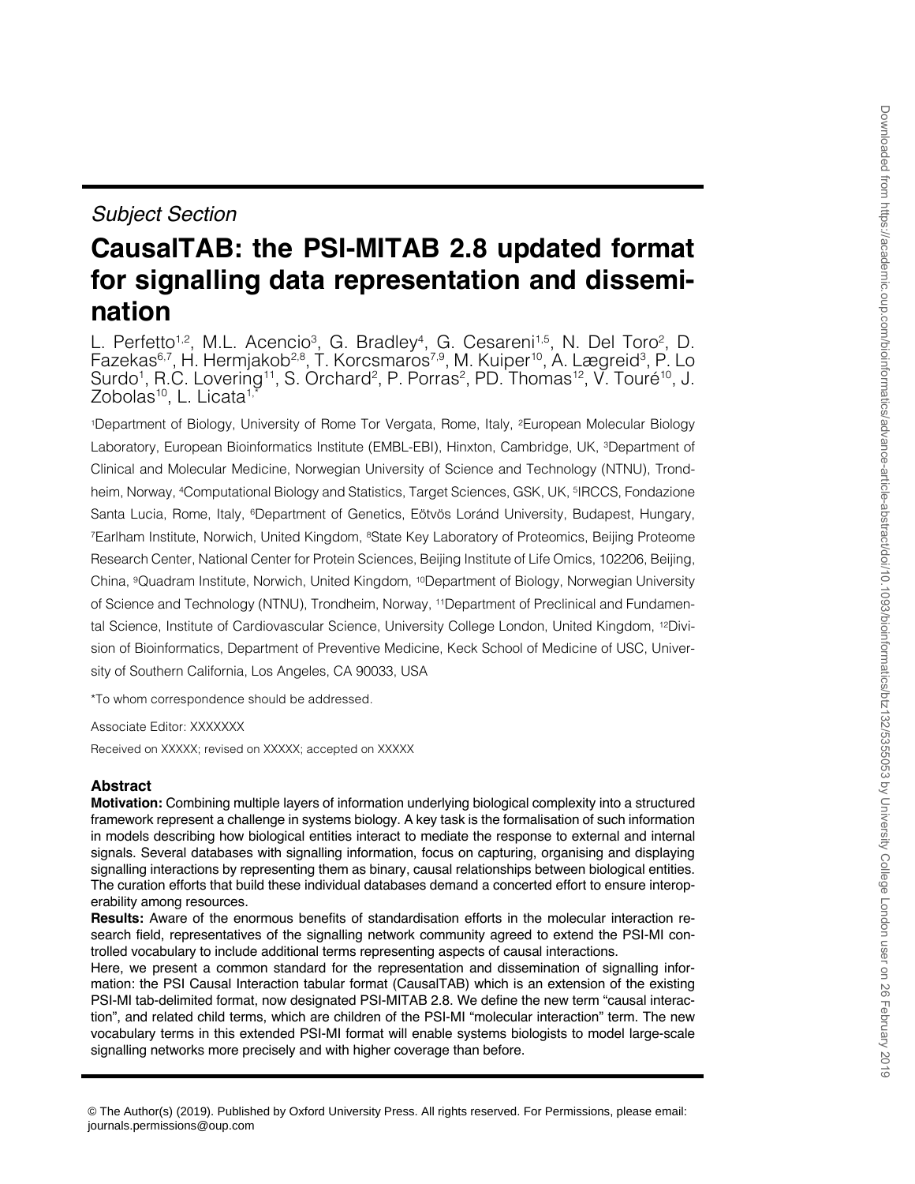*Subject Section*

# CausalTAB: the PSI-MITAB 2.8 updated format for signalling data representation and dissemination

L. Perfetto[1,2], M.L. Acencio[3], G. Bradley[4], G. Cesareni[1,5], N. Del Toro[2], D. Fazekas[6,7], H. Hermjakob[2,8], T. Korcsmaros[7,9], M. Kuiper[10], A. Lægreid[3], P. Lo Surdo[1], R.C. Lovering[11], S. Orchard[2], P. Porras[2], PD. Thomas[12], V. Touré[10], J. Zobolas[10], L. Licata[1,*]

[1]Department of Biology, University of Rome Tor Vergata, Rome, Italy, [2]European Molecular Biology Laboratory, European Bioinformatics Institute (EMBL-EBI), Hinxton, Cambridge, UK, [3]Department of Clinical and Molecular Medicine, Norwegian University of Science and Technology (NTNU), Trondheim, Norway, [4]Computational Biology and Statistics, Target Sciences, GSK, UK, [5]IRCCS, Fondazione Santa Lucia, Rome, Italy, [6]Department of Genetics, Eötvös Loránd University, Budapest, Hungary, [7]Earlham Institute, Norwich, United Kingdom, [8]State Key Laboratory of Proteomics, Beijing Proteome Research Center, National Center for Protein Sciences, Beijing Institute of Life Omics, 102206, Beijing, China, [9]Quadram Institute, Norwich, United Kingdom, [10]Department of Biology, Norwegian University of Science and Technology (NTNU), Trondheim, Norway, [11]Department of Preclinical and Fundamental Science, Institute of Cardiovascular Science, University College London, United Kingdom, [12]Division of Bioinformatics, Department of Preventive Medicine, Keck School of Medicine of USC, University of Southern California, Los Angeles, CA 90033, USA

*To whom correspondence should be addressed.

Associate Editor: XXXXXXX

Received on XXXXX; revised on XXXXX; accepted on XXXXX

## Abstract

**Motivation:** Combining multiple layers of information underlying biological complexity into a structured framework represent a challenge in systems biology. A key task is the formalisation of such information in models describing how biological entities interact to mediate the response to external and internal signals. Several databases with signalling information, focus on capturing, organising and displaying signalling interactions by representing them as binary, causal relationships between biological entities. The curation efforts that build these individual databases demand a concerted effort to ensure interoperability among resources.

**Results:** Aware of the enormous benefits of standardisation efforts in the molecular interaction research field, representatives of the signalling network community agreed to extend the PSI-MI controlled vocabulary to include additional terms representing aspects of causal interactions.

Here, we present a common standard for the representation and dissemination of signalling information: the PSI Causal Interaction tabular format (CausalTAB) which is an extension of the existing PSI-MI tab-delimited format, now designated PSI-MITAB 2.8. We define the new term "causal interaction", and related child terms, which are children of the PSI-MI "molecular interaction" term. The new vocabulary terms in this extended PSI-MI format will enable systems biologists to model large-scale signalling networks more precisely and with higher coverage than before.

© The Author(s) (2019). Published by Oxford University Press. All rights reserved. For Permissions, please email: journals.permissions@oup.com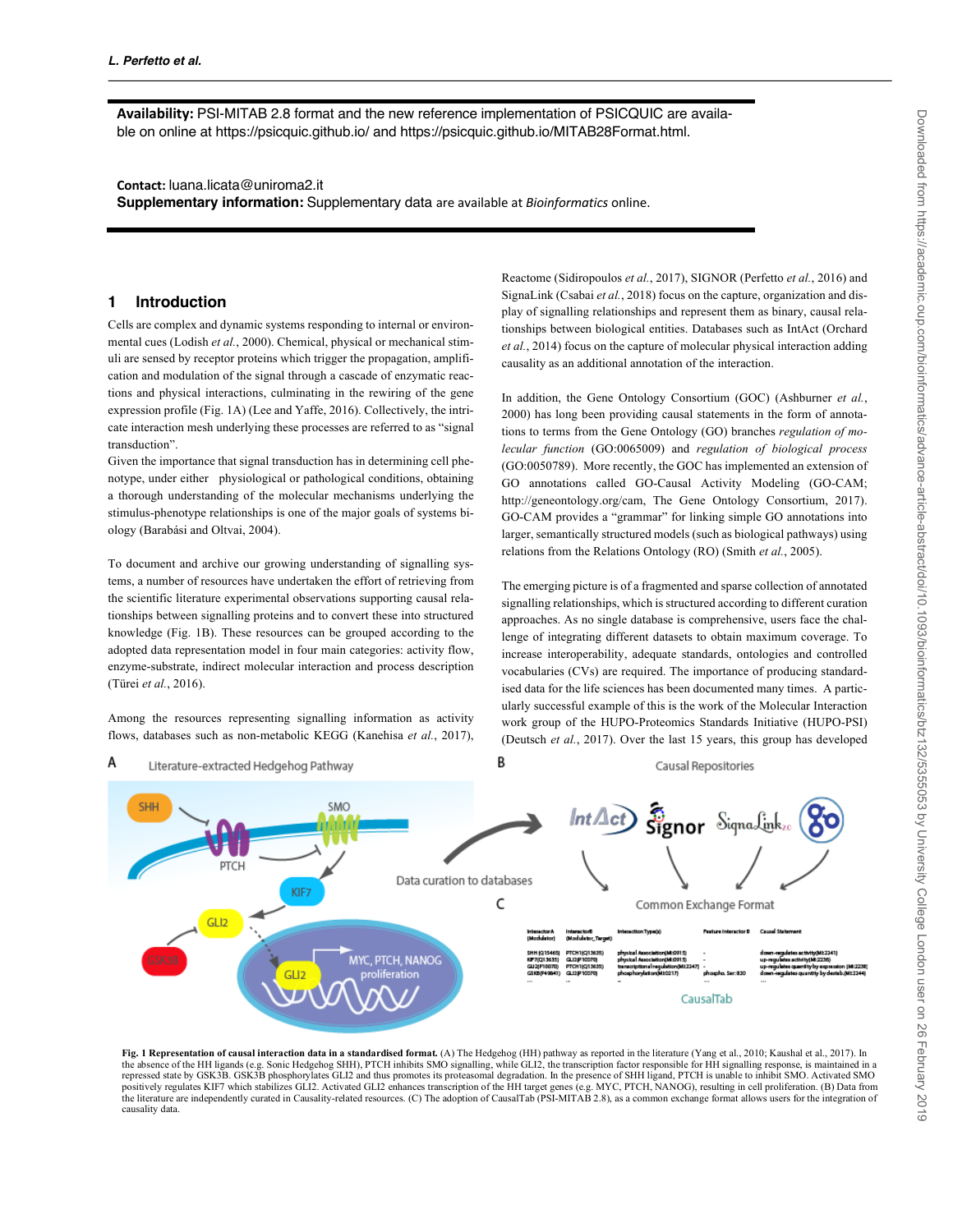**Availability:** PSI-MITAB 2.8 format and the new reference implementation of PSICQUIC are available on online at https://psicquic.github.io/ and https://psicquic.github.io/MITAB28Format.html.

**Contact:** luana.licata@uniroma2.it
**Supplementary information:** Supplementary data are available at *Bioinformatics* online.

## 1 Introduction

Cells are complex and dynamic systems responding to internal or environmental cues (Lodish *et al.*, 2000). Chemical, physical or mechanical stimuli are sensed by receptor proteins which trigger the propagation, amplification and modulation of the signal through a cascade of enzymatic reactions and physical interactions, culminating in the rewiring of the gene expression profile (Fig. 1A) (Lee and Yaffe, 2016). Collectively, the intricate interaction mesh underlying these processes are referred to as "signal transduction".

Given the importance that signal transduction has in determining cell phenotype, under either physiological or pathological conditions, obtaining a thorough understanding of the molecular mechanisms underlying the stimulus-phenotype relationships is one of the major goals of systems biology (Barabási and Oltvai, 2004).

To document and archive our growing understanding of signalling systems, a number of resources have undertaken the effort of retrieving from the scientific literature experimental observations supporting causal relationships between signalling proteins and to convert these into structured knowledge (Fig. 1B). These resources can be grouped according to the adopted data representation model in four main categories: activity flow, enzyme-substrate, indirect molecular interaction and process description (Türei *et al.*, 2016).

Among the resources representing signalling information as activity flows, databases such as non-metabolic KEGG (Kanehisa *et al.*, 2017), Reactome (Sidiropoulos *et al.*, 2017), SIGNOR (Perfetto *et al.*, 2016) and SignaLink (Csabai *et al.*, 2018) focus on the capture, organization and display of signalling relationships and represent them as binary, causal relationships between biological entities. Databases such as IntAct (Orchard *et al.*, 2014) focus on the capture of molecular physical interaction adding causality as an additional annotation of the interaction.

In addition, the Gene Ontology Consortium (GOC) (Ashburner *et al.*, 2000) has long been providing causal statements in the form of annotations to terms from the Gene Ontology (GO) branches *regulation of molecular function* (GO:0065009) and *regulation of biological process* (GO:0050789). More recently, the GOC has implemented an extension of GO annotations called GO-Causal Activity Modeling (GO-CAM; http://geneontology.org/cam, The Gene Ontology Consortium, 2017). GO-CAM provides a "grammar" for linking simple GO annotations into larger, semantically structured models (such as biological pathways) using relations from the Relations Ontology (RO) (Smith *et al.*, 2005).

The emerging picture is of a fragmented and sparse collection of annotated signalling relationships, which is structured according to different curation approaches. As no single database is comprehensive, users face the challenge of integrating different datasets to obtain maximum coverage. To increase interoperability, adequate standards, ontologies and controlled vocabularies (CVs) are required. The importance of producing standardised data for the life sciences has been documented many times. A particularly successful example of this is the work of the Molecular Interaction work group of the HUPO-Proteomics Standards Initiative (HUPO-PSI) (Deutsch *et al.*, 2017). Over the last 15 years, this group has developed

**Fig. 1 Representation of causal interaction data in a standardised format.** (A) The Hedgehog (HH) pathway as reported in the literature (Yang et al., 2010; Kaushal et al., 2017). In the absence of the HH ligands (e.g. Sonic Hedgehog SHH), PTCH inhibits SMO signalling, while GLI2, the transcription factor responsible for HH signalling response, is maintained in a repressed state by GSK3B. GSK3B phosphorylates GLI2 and thus promotes its proteasomal degradation. In the presence of SHH ligand, PTCH is unable to inhibit SMO. Activated SMO positively regulates KIF7 which stabilizes GLI2. Activated GLI2 enhances transcription of the HH target genes (e.g. MYC, PTCH, NANOG), resulting in cell proliferation. (B) Data from the literature are independently curated in Causality-related resources. (C) The adoption of CausalTab (PSI-MITAB 2.8), as a common exchange format allows users for the integration of causality data.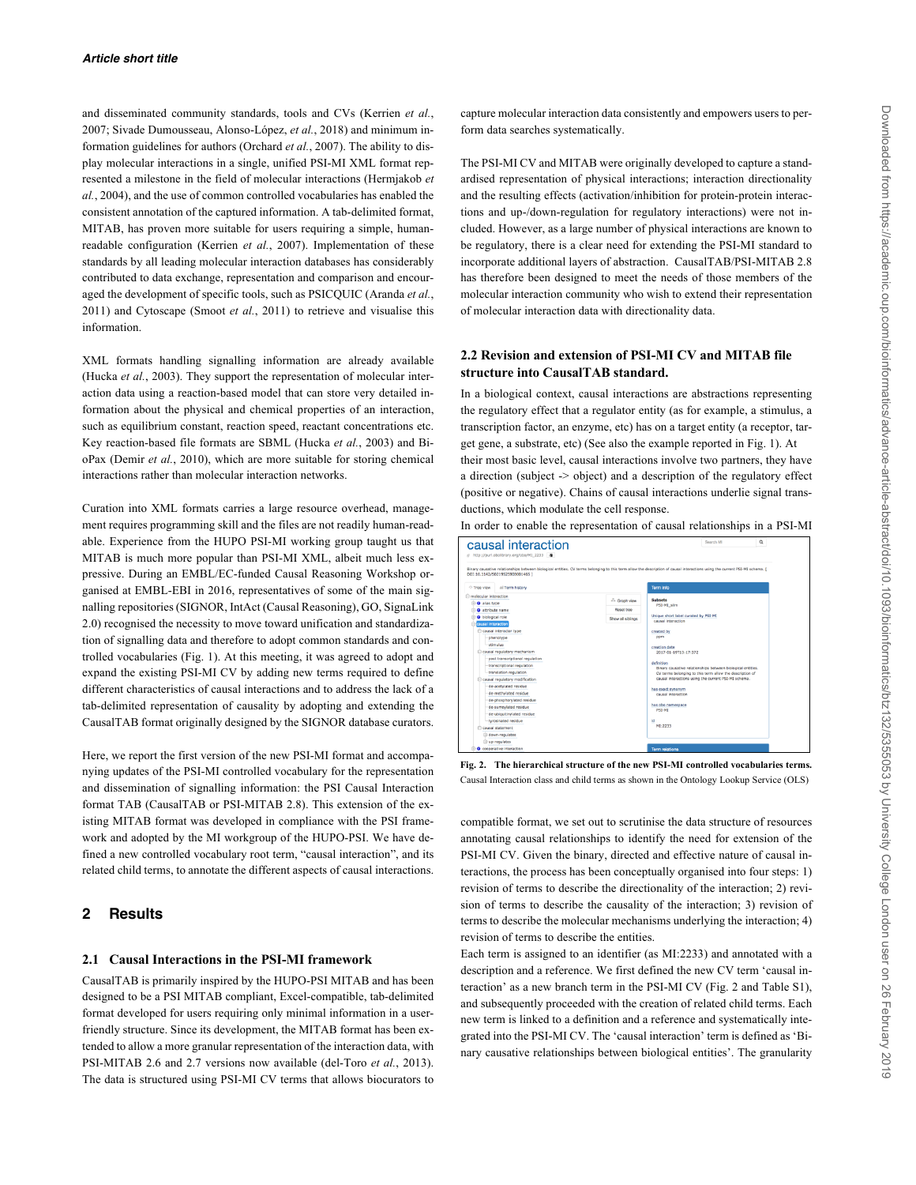and disseminated community standards, tools and CVs (Kerrien *et al.*, 2007; Sivade Dumousseau, Alonso-López, *et al.*, 2018) and minimum information guidelines for authors (Orchard *et al.*, 2007). The ability to display molecular interactions in a single, unified PSI-MI XML format represented a milestone in the field of molecular interactions (Hermjakob *et al.*, 2004), and the use of common controlled vocabularies has enabled the consistent annotation of the captured information. A tab-delimited format, MITAB, has proven more suitable for users requiring a simple, human-readable configuration (Kerrien *et al.*, 2007). Implementation of these standards by all leading molecular interaction databases has considerably contributed to data exchange, representation and comparison and encouraged the development of specific tools, such as PSICQUIC (Aranda *et al.*, 2011) and Cytoscape (Smoot *et al.*, 2011) to retrieve and visualise this information.

XML formats handling signalling information are already available (Hucka *et al.*, 2003). They support the representation of molecular interaction data using a reaction-based model that can store very detailed information about the physical and chemical properties of an interaction, such as equilibrium constant, reaction speed, reactant concentrations etc. Key reaction-based file formats are SBML (Hucka *et al.*, 2003) and BioPax (Demir *et al.*, 2010), which are more suitable for storing chemical interactions rather than molecular interaction networks.

Curation into XML formats carries a large resource overhead, management requires programming skill and the files are not readily human-readable. Experience from the HUPO PSI-MI working group taught us that MITAB is much more popular than PSI-MI XML, albeit much less expressive. During an EMBL/EC-funded Causal Reasoning Workshop organised at EMBL-EBI in 2016, representatives of some of the main signalling repositories (SIGNOR, IntAct (Causal Reasoning), GO, SignaLink 2.0) recognised the necessity to move toward unification and standardization of signalling data and therefore to adopt common standards and controlled vocabularies (Fig. 1). At this meeting, it was agreed to adopt and expand the existing PSI-MI CV by adding new terms required to define different characteristics of causal interactions and to address the lack of a tab-delimited representation of causality by adopting and extending the CausalTAB format originally designed by the SIGNOR database curators.

Here, we report the first version of the new PSI-MI format and accompanying updates of the PSI-MI controlled vocabulary for the representation and dissemination of signalling information: the PSI Causal Interaction format TAB (CausalTAB or PSI-MITAB 2.8). This extension of the existing MITAB format was developed in compliance with the PSI framework and adopted by the MI workgroup of the HUPO-PSI. We have defined a new controlled vocabulary root term, "causal interaction", and its related child terms, to annotate the different aspects of causal interactions.

## 2 Results

### 2.1 Causal Interactions in the PSI-MI framework

CausalTAB is primarily inspired by the HUPO-PSI MITAB and has been designed to be a PSI MITAB compliant, Excel-compatible, tab-delimited format developed for users requiring only minimal information in a user-friendly structure. Since its development, the MITAB format has been extended to allow a more granular representation of the interaction data, with PSI-MITAB 2.6 and 2.7 versions now available (del-Toro *et al.*, 2013). The data is structured using PSI-MI CV terms that allows biocurators to capture molecular interaction data consistently and empowers users to perform data searches systematically.

The PSI-MI CV and MITAB were originally developed to capture a standardised representation of physical interactions; interaction directionality and the resulting effects (activation/inhibition for protein-protein interactions and up-/down-regulation for regulatory interactions) were not included. However, as a large number of physical interactions are known to be regulatory, there is a clear need for extending the PSI-MI standard to incorporate additional layers of abstraction. CausalTAB/PSI-MITAB 2.8 has therefore been designed to meet the needs of those members of the molecular interaction community who wish to extend their representation of molecular interaction data with directionality data.

### 2.2 Revision and extension of PSI-MI CV and MITAB file structure into CausalTAB standard.

In a biological context, causal interactions are abstractions representing the regulatory effect that a regulator entity (as for example, a stimulus, a transcription factor, an enzyme, etc) has on a target entity (a receptor, target gene, a substrate, etc) (See also the example reported in Fig. 1). At their most basic level, causal interactions involve two partners, they have a direction (subject -> object) and a description of the regulatory effect (positive or negative). Chains of causal interactions underlie signal transductions, which modulate the cell response.

In order to enable the representation of causal relationships in a PSI-MI compatible format, we set out to scrutinise the data structure of resources annotating causal relationships to identify the need for extension of the PSI-MI CV. Given the binary, directed and effective nature of causal interactions, the process has been conceptually organised into four steps: 1) revision of terms to describe the directionality of the interaction; 2) revision of terms to describe the causality of the interaction; 3) revision of terms to describe the molecular mechanisms underlying the interaction; 4) revision of terms to describe the entities.

Each term is assigned to an identifier (as MI:2233) and annotated with a description and a reference. We first defined the new CV term 'causal interaction' as a new branch term in the PSI-MI CV (Fig. 2 and Table S1), and subsequently proceeded with the creation of related child terms. Each new term is linked to a definition and a reference and systematically integrated into the PSI-MI CV. The 'causal interaction' term is defined as 'Binary causative relationships between biological entities'. The granularity

**Fig. 2. The hierarchical structure of the new PSI-MI controlled vocabularies terms.** Causal Interaction class and child terms as shown in the Ontology Lookup Service (OLS)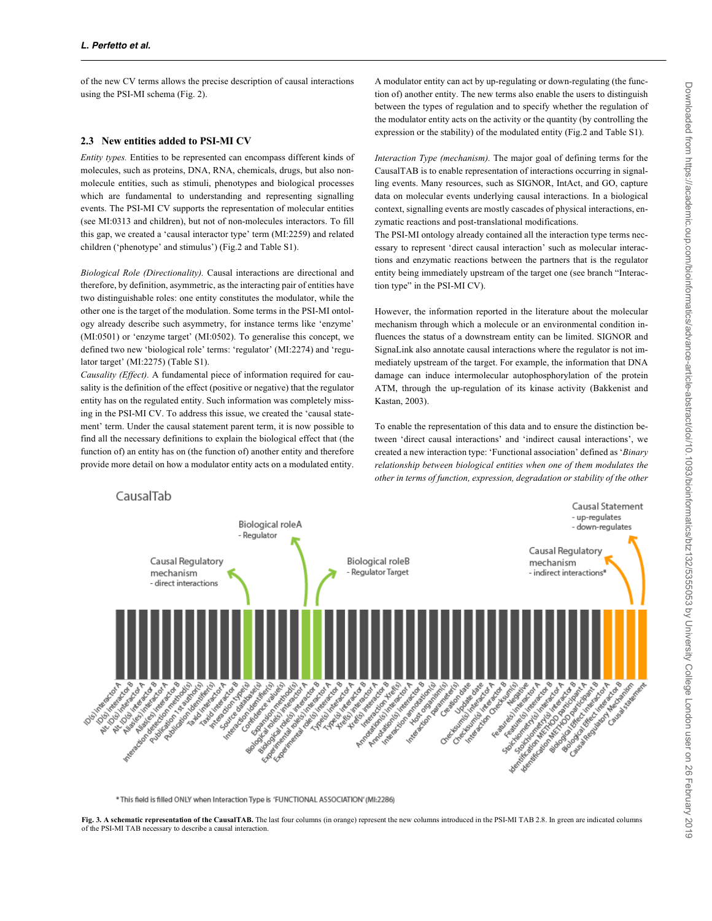of the new CV terms allows the precise description of causal interactions using the PSI-MI schema (Fig. 2).

### 2.3 New entities added to PSI-MI CV

*Entity types.* Entities to be represented can encompass different kinds of molecules, such as proteins, DNA, RNA, chemicals, drugs, but also non-molecule entities, such as stimuli, phenotypes and biological processes which are fundamental to understanding and representing signalling events. The PSI-MI CV supports the representation of molecular entities (see MI:0313 and children), but not of non-molecules interactors. To fill this gap, we created a 'causal interactor type' term (MI:2259) and related children ('phenotype' and stimulus') (Fig.2 and Table S1).

*Biological Role (Directionality).* Causal interactions are directional and therefore, by definition, asymmetric, as the interacting pair of entities have two distinguishable roles: one entity constitutes the modulator, while the other one is the target of the modulation. Some terms in the PSI-MI ontology already describe such asymmetry, for instance terms like 'enzyme' (MI:0501) or 'enzyme target' (MI:0502). To generalise this concept, we defined two new 'biological role' terms: 'regulator' (MI:2274) and 'regulator target' (MI:2275) (Table S1).

*Causality (Effect).* A fundamental piece of information required for causality is the definition of the effect (positive or negative) that the regulator entity has on the regulated entity. Such information was completely missing in the PSI-MI CV. To address this issue, we created the 'causal statement' term. Under the causal statement parent term, it is now possible to find all the necessary definitions to explain the biological effect that (the function of) an entity has on (the function of) another entity and therefore provide more detail on how a modulator entity acts on a modulated entity. A modulator entity can act by up-regulating or down-regulating (the function of) another entity. The new terms also enable the users to distinguish between the types of regulation and to specify whether the regulation of the modulator entity acts on the activity or the quantity (by controlling the expression or the stability) of the modulated entity (Fig.2 and Table S1).

*Interaction Type (mechanism).* The major goal of defining terms for the CausalTAB is to enable representation of interactions occurring in signalling events. Many resources, such as SIGNOR, IntAct, and GO, capture data on molecular events underlying causal interactions. In a biological context, signalling events are mostly cascades of physical interactions, enzymatic reactions and post-translational modifications.

The PSI-MI ontology already contained all the interaction type terms necessary to represent 'direct causal interaction' such as molecular interactions and enzymatic reactions between the partners that is the regulator entity being immediately upstream of the target one (see branch "Interaction type" in the PSI-MI CV).

However, the information reported in the literature about the molecular mechanism through which a molecule or an environmental condition influences the status of a downstream entity can be limited. SIGNOR and SignaLink also annotate causal interactions where the regulator is not immediately upstream of the target. For example, the information that DNA damage can induce intermolecular autophosphorylation of the protein ATM, through the up-regulation of its kinase activity (Bakkenist and Kastan, 2003).

To enable the representation of this data and to ensure the distinction between 'direct causal interactions' and 'indirect causal interactions', we created a new interaction type: 'Functional association' defined as '*Binary relationship between biological entities when one of them modulates the other in terms of function, expression, degradation or stability of the other*

CausalTab

Causal Regulatory mechanism
- direct interactions

Biological roleA
- Regulator

Biological roleB
- Regulator Target

Causal Regulatory mechanism
- indirect interactions*

Causal Statement
- up-regulates
- down-regulates

ID(s) interactor A
ID(s) interactor B
Alt. ID(s) interactor A
Alt. ID(s) interactor B
Alias(es) interactor A
Alias(es) interactor B
Interaction detection method(s)
Publication 1st author(s)
Publication Identifier(s)
Taxid interactor A
Taxid interactor B
Interaction type(s)
Source database(s)
Interaction identifier(s)
Confidence value(s)
Expansion method(s)
Biological role(s) interactor A
Biological role(s) interactor B
Experimental role(s) interactor A
Experimental role(s) interactor B
Type(s) interactor A
Type(s) interactor B
Xref(s) interactor A
Xref(s) interactor B
Interaction Xref(s)
Annotation(s) interactor A
Annotation(s) interactor B
Interaction annotation(s)
Host organism(s)
Interaction parameter(s)
Creation date
Update date
Checksum(s) interactor A
Checksum(s) interactor B
Interaction Checksum(s)
Negative
Feature(s) interactor A
Feature(s) interactor B
Stoichiometry(s) interactor A
Stoichiometry(s) interactor B
Identification METHOD participant A
Identification METHOD participant B
Biological Effect interactor A
Biological Effect interactor B
Causal Regulatory Mechanism
Causal statement

* This field is filled ONLY when Interaction Type is 'FUNCTIONAL ASSOCIATION' (MI:2286)

**Fig. 3. A schematic representation of the CausalTAB.** The last four columns (in orange) represent the new columns introduced in the PSI-MI TAB 2.8. In green are indicated columns of the PSI-MI TAB necessary to describe a causal interaction.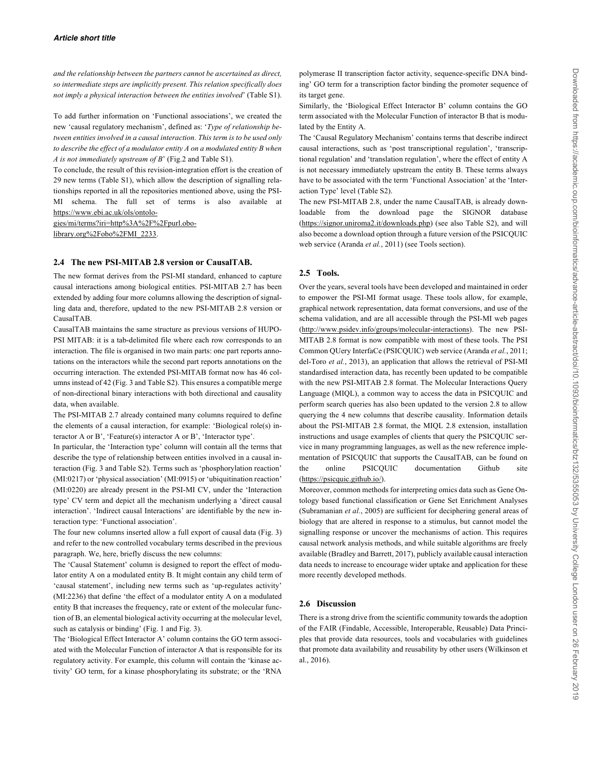*and the relationship between the partners cannot be ascertained as direct, so intermediate steps are implicitly present. This relation specifically does not imply a physical interaction between the entities involved*' (Table S1).

To add further information on 'Functional associations', we created the new 'causal regulatory mechanism', defined as: '*Type of relationship between entities involved in a causal interaction. This term is to be used only to describe the effect of a modulator entity A on a modulated entity B when A is not immediately upstream of B*' (Fig.2 and Table S1).

To conclude, the result of this revision-integration effort is the creation of 29 new terms (Table S1), which allow the description of signalling relationships reported in all the repositories mentioned above, using the PSI-MI schema. The full set of terms is also available at https://www.ebi.ac.uk/ols/ontologies/mi/terms?iri=http%3A%2F%2Fpurl.obolibrary.org%2Fobo%2FMI_2233.

### 2.4 The new PSI-MITAB 2.8 version or CausalTAB.

The new format derives from the PSI-MI standard, enhanced to capture causal interactions among biological entities. PSI-MITAB 2.7 has been extended by adding four more columns allowing the description of signalling data and, therefore, updated to the new PSI-MITAB 2.8 version or CausalTAB.

CausalTAB maintains the same structure as previous versions of HUPO-PSI MITAB: it is a tab-delimited file where each row corresponds to an interaction. The file is organised in two main parts: one part reports annotations on the interactors while the second part reports annotations on the occurring interaction. The extended PSI-MITAB format now has 46 columns instead of 42 (Fig. 3 and Table S2). This ensures a compatible merge of non-directional binary interactions with both directional and causality data, when available.

The PSI-MITAB 2.7 already contained many columns required to define the elements of a causal interaction, for example: 'Biological role(s) interactor A or B', 'Feature(s) interactor A or B', 'Interactor type'.

In particular, the 'Interaction type' column will contain all the terms that describe the type of relationship between entities involved in a causal interaction (Fig. 3 and Table S2). Terms such as 'phosphorylation reaction' (MI:0217) or 'physical association' (MI:0915) or 'ubiquitination reaction' (MI:0220) are already present in the PSI-MI CV, under the 'Interaction type' CV term and depict all the mechanism underlying a 'direct causal interaction'. 'Indirect causal Interactions' are identifiable by the new interaction type: 'Functional association'.

The four new columns inserted allow a full export of causal data (Fig. 3) and refer to the new controlled vocabulary terms described in the previous paragraph. We, here, briefly discuss the new columns:

The 'Causal Statement' column is designed to report the effect of modulator entity A on a modulated entity B. It might contain any child term of 'causal statement', including new terms such as 'up-regulates activity' (MI:2236) that define 'the effect of a modulator entity A on a modulated entity B that increases the frequency, rate or extent of the molecular function of B, an elemental biological activity occurring at the molecular level, such as catalysis or binding' (Fig. 1 and Fig. 3).

The 'Biological Effect Interactor A' column contains the GO term associated with the Molecular Function of interactor A that is responsible for its regulatory activity. For example, this column will contain the 'kinase activity' GO term, for a kinase phosphorylating its substrate; or the 'RNA polymerase II transcription factor activity, sequence-specific DNA binding' GO term for a transcription factor binding the promoter sequence of its target gene.

Similarly, the 'Biological Effect Interactor B' column contains the GO term associated with the Molecular Function of interactor B that is modulated by the Entity A.

The 'Causal Regulatory Mechanism' contains terms that describe indirect causal interactions, such as 'post transcriptional regulation', 'transcriptional regulation' and 'translation regulation', where the effect of entity A is not necessary immediately upstream the entity B. These terms always have to be associated with the term 'Functional Association' at the 'Interaction Type' level (Table S2).

The new PSI-MITAB 2.8, under the name CausalTAB, is already downloadable from the download page the SIGNOR database (https://signor.uniroma2.it/downloads.php) (see also Table S2), and will also become a download option through a future version of the PSICQUIC web service (Aranda *et al.*, 2011) (see Tools section).

### 2.5 Tools.

Over the years, several tools have been developed and maintained in order to empower the PSI-MI format usage. These tools allow, for example, graphical network representation, data format conversions, and use of the schema validation, and are all accessible through the PSI-MI web pages (http://www.psidev.info/groups/molecular-interactions). The new PSI-MITAB 2.8 format is now compatible with most of these tools. The PSI Common QUery InterfaCe (PSICQUIC) web service (Aranda *et al.*, 2011; del-Toro *et al.*, 2013), an application that allows the retrieval of PSI-MI standardised interaction data, has recently been updated to be compatible with the new PSI-MITAB 2.8 format. The Molecular Interactions Query Language (MIQL), a common way to access the data in PSICQUIC and perform search queries has also been updated to the version 2.8 to allow querying the 4 new columns that describe causality. Information details about the PSI-MITAB 2.8 format, the MIQL 2.8 extension, installation instructions and usage examples of clients that query the PSICQUIC service in many programming languages, as well as the new reference implementation of PSICQUIC that supports the CausalTAB, can be found on the online PSICQUIC documentation Github site (https://psicquic.github.io/).

Moreover, common methods for interpreting omics data such as Gene Ontology based functional classification or Gene Set Enrichment Analyses (Subramanian *et al.*, 2005) are sufficient for deciphering general areas of biology that are altered in response to a stimulus, but cannot model the signalling response or uncover the mechanisms of action. This requires causal network analysis methods, and while suitable algorithms are freely available (Bradley and Barrett, 2017), publicly available causal interaction data needs to increase to encourage wider uptake and application for these more recently developed methods.

### 2.6 Discussion

There is a strong drive from the scientific community towards the adoption of the FAIR (Findable, Accessible, Interoperable, Reusable) Data Principles that provide data resources, tools and vocabularies with guidelines that promote data availability and reusability by other users (Wilkinson et al., 2016).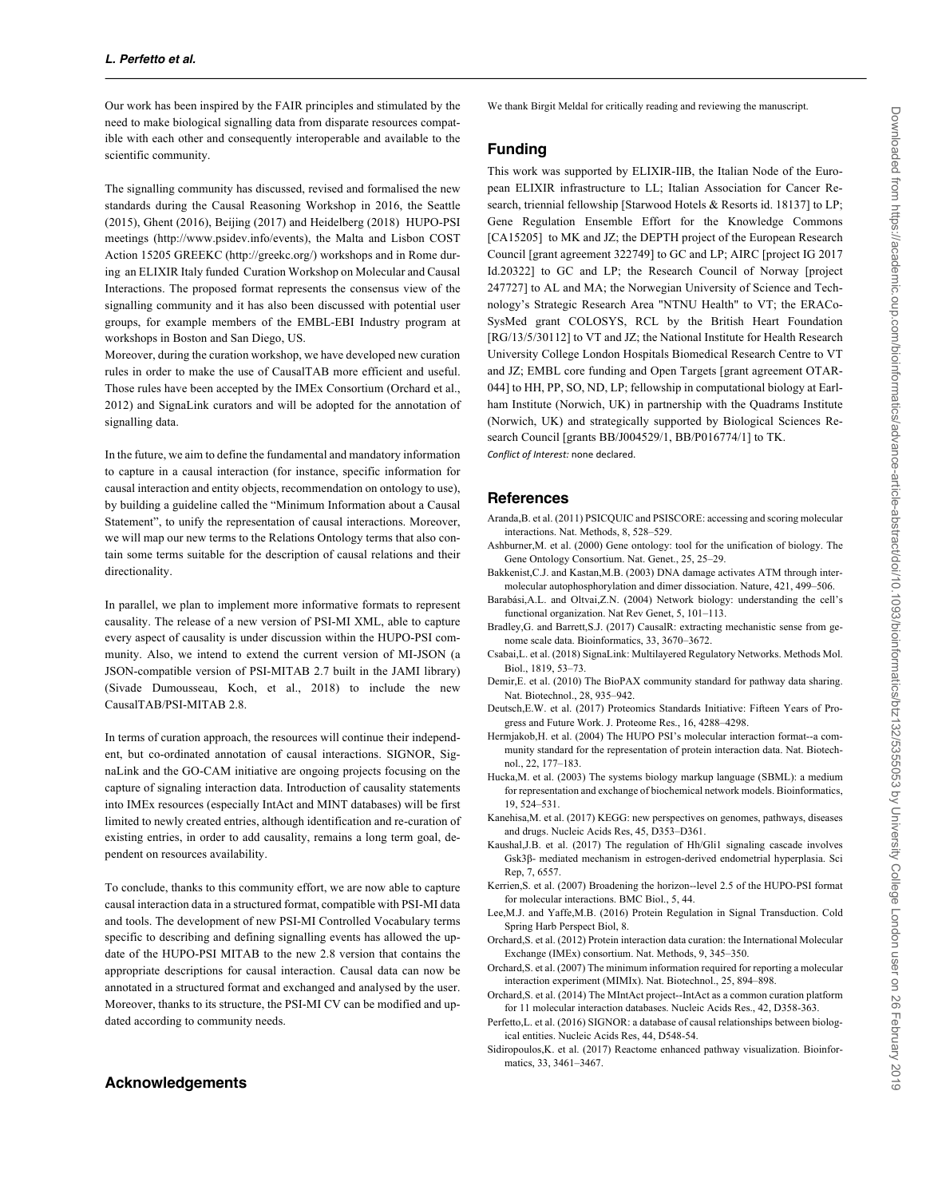Our work has been inspired by the FAIR principles and stimulated by the need to make biological signalling data from disparate resources compatible with each other and consequently interoperable and available to the scientific community.

The signalling community has discussed, revised and formalised the new standards during the Causal Reasoning Workshop in 2016, the Seattle (2015), Ghent (2016), Beijing (2017) and Heidelberg (2018) HUPO-PSI meetings (http://www.psidev.info/events), the Malta and Lisbon COST Action 15205 GREEKC (http://greekc.org/) workshops and in Rome during an ELIXIR Italy funded Curation Workshop on Molecular and Causal Interactions. The proposed format represents the consensus view of the signalling community and it has also been discussed with potential user groups, for example members of the EMBL-EBI Industry program at workshops in Boston and San Diego, US.
Moreover, during the curation workshop, we have developed new curation rules in order to make the use of CausalTAB more efficient and useful. Those rules have been accepted by the IMEx Consortium (Orchard et al., 2012) and SignaLink curators and will be adopted for the annotation of signalling data.

In the future, we aim to define the fundamental and mandatory information to capture in a causal interaction (for instance, specific information for causal interaction and entity objects, recommendation on ontology to use), by building a guideline called the "Minimum Information about a Causal Statement", to unify the representation of causal interactions. Moreover, we will map our new terms to the Relations Ontology terms that also contain some terms suitable for the description of causal relations and their directionality.

In parallel, we plan to implement more informative formats to represent causality. The release of a new version of PSI-MI XML, able to capture every aspect of causality is under discussion within the HUPO-PSI community. Also, we intend to extend the current version of MI-JSON (a JSON-compatible version of PSI-MITAB 2.7 built in the JAMI library) (Sivade Dumousseau, Koch, et al., 2018) to include the new CausalTAB/PSI-MITAB 2.8.

In terms of curation approach, the resources will continue their independent, but co-ordinated annotation of causal interactions. SIGNOR, SignaLink and the GO-CAM initiative are ongoing projects focusing on the capture of signaling interaction data. Introduction of causality statements into IMEx resources (especially IntAct and MINT databases) will be first limited to newly created entries, although identification and re-curation of existing entries, in order to add causality, remains a long term goal, dependent on resources availability.

To conclude, thanks to this community effort, we are now able to capture causal interaction data in a structured format, compatible with PSI-MI data and tools. The development of new PSI-MI Controlled Vocabulary terms specific to describing and defining signalling events has allowed the update of the HUPO-PSI MITAB to the new 2.8 version that contains the appropriate descriptions for causal interaction. Causal data can now be annotated in a structured format and exchanged and analysed by the user. Moreover, thanks to its structure, the PSI-MI CV can be modified and updated according to community needs.

## Acknowledgements

We thank Birgit Meldal for critically reading and reviewing the manuscript.

## Funding

This work was supported by ELIXIR-IIB, the Italian Node of the European ELIXIR infrastructure to LL; Italian Association for Cancer Research, triennial fellowship [Starwood Hotels & Resorts id. 18137] to LP; Gene Regulation Ensemble Effort for the Knowledge Commons [CA15205] to MK and JZ; the DEPTH project of the European Research Council [grant agreement 322749] to GC and LP; AIRC [project IG 2017 Id.20322] to GC and LP; the Research Council of Norway [project 247727] to AL and MA; the Norwegian University of Science and Technology's Strategic Research Area "NTNU Health" to VT; the ERACoSysMed grant COLOSYS, RCL by the British Heart Foundation [RG/13/5/30112] to VT and JZ; the National Institute for Health Research University College London Hospitals Biomedical Research Centre to VT and JZ; EMBL core funding and Open Targets [grant agreement OTAR-044] to HH, PP, SO, ND, LP; fellowship in computational biology at Earlham Institute (Norwich, UK) in partnership with the Quadrams Institute (Norwich, UK) and strategically supported by Biological Sciences Research Council [grants BB/J004529/1, BB/P016774/1] to TK.

*Conflict of Interest:* none declared.

## References

Aranda,B. et al. (2011) PSICQUIC and PSISCORE: accessing and scoring molecular interactions. Nat. Methods, 8, 528–529.

Ashburner,M. et al. (2000) Gene ontology: tool for the unification of biology. The Gene Ontology Consortium. Nat. Genet., 25, 25–29.

Bakkenist,C.J. and Kastan,M.B. (2003) DNA damage activates ATM through intermolecular autophosphorylation and dimer dissociation. Nature, 421, 499–506.

Barabási,A.L. and Oltvai,Z.N. (2004) Network biology: understanding the cell's functional organization. Nat Rev Genet, 5, 101–113.

Bradley,G. and Barrett,S.J. (2017) CausalR: extracting mechanistic sense from genome scale data. Bioinformatics, 33, 3670–3672.

Csabai,L. et al. (2018) SignaLink: Multilayered Regulatory Networks. Methods Mol. Biol., 1819, 53–73.

Demir,E. et al. (2010) The BioPAX community standard for pathway data sharing. Nat. Biotechnol., 28, 935–942.

Deutsch,E.W. et al. (2017) Proteomics Standards Initiative: Fifteen Years of Progress and Future Work. J. Proteome Res., 16, 4288–4298.

Hermjakob,H. et al. (2004) The HUPO PSI's molecular interaction format--a community standard for the representation of protein interaction data. Nat. Biotechnol., 22, 177–183.

Hucka,M. et al. (2003) The systems biology markup language (SBML): a medium for representation and exchange of biochemical network models. Bioinformatics, 19, 524–531.

Kanehisa,M. et al. (2017) KEGG: new perspectives on genomes, pathways, diseases and drugs. Nucleic Acids Res, 45, D353–D361.

Kaushal,J.B. et al. (2017) The regulation of Hh/Gli1 signaling cascade involves Gsk3β- mediated mechanism in estrogen-derived endometrial hyperplasia. Sci Rep, 7, 6557.

Kerrien,S. et al. (2007) Broadening the horizon--level 2.5 of the HUPO-PSI format for molecular interactions. BMC Biol., 5, 44.

Lee,M.J. and Yaffe,M.B. (2016) Protein Regulation in Signal Transduction. Cold Spring Harb Perspect Biol, 8.

Orchard,S. et al. (2012) Protein interaction data curation: the International Molecular Exchange (IMEx) consortium. Nat. Methods, 9, 345–350.

Orchard,S. et al. (2007) The minimum information required for reporting a molecular interaction experiment (MIMIx). Nat. Biotechnol., 25, 894–898.

Orchard,S. et al. (2014) The MIntAct project--IntAct as a common curation platform for 11 molecular interaction databases. Nucleic Acids Res., 42, D358-363.

Perfetto,L. et al. (2016) SIGNOR: a database of causal relationships between biological entities. Nucleic Acids Res, 44, D548-54.

Sidiropoulos,K. et al. (2017) Reactome enhanced pathway visualization. Bioinformatics, 33, 3461–3467.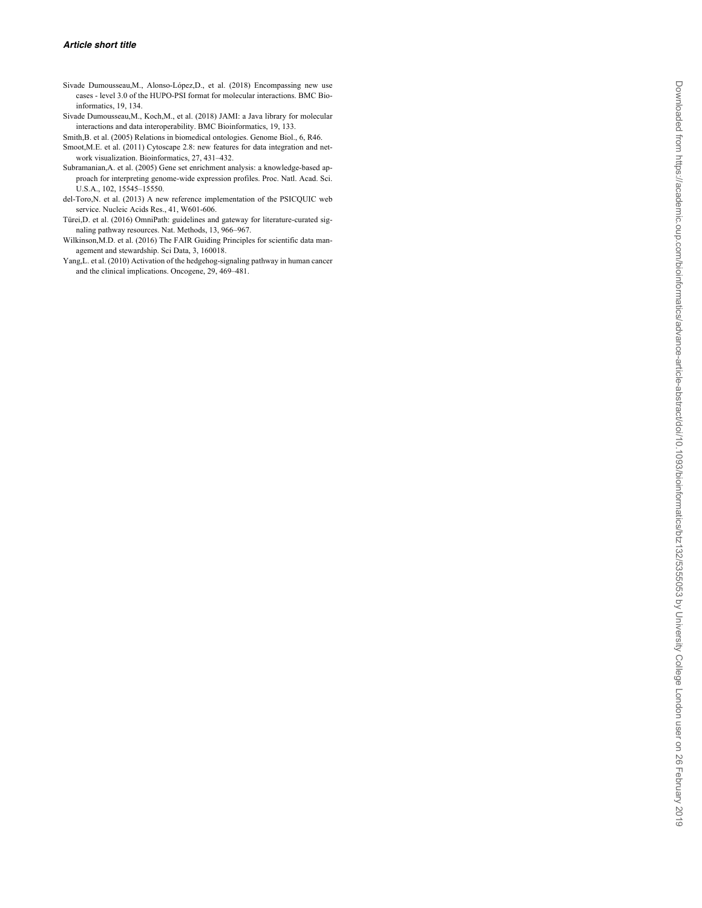Sivade Dumousseau,M., Alonso-López,D., et al. (2018) Encompassing new use cases - level 3.0 of the HUPO-PSI format for molecular interactions. BMC Bioinformatics, 19, 134.

Sivade Dumousseau,M., Koch,M., et al. (2018) JAMI: a Java library for molecular interactions and data interoperability. BMC Bioinformatics, 19, 133.

Smith,B. et al. (2005) Relations in biomedical ontologies. Genome Biol., 6, R46.

Smoot,M.E. et al. (2011) Cytoscape 2.8: new features for data integration and network visualization. Bioinformatics, 27, 431–432.

Subramanian,A. et al. (2005) Gene set enrichment analysis: a knowledge-based approach for interpreting genome-wide expression profiles. Proc. Natl. Acad. Sci. U.S.A., 102, 15545–15550.

del-Toro,N. et al. (2013) A new reference implementation of the PSICQUIC web service. Nucleic Acids Res., 41, W601-606.

Türei,D. et al. (2016) OmniPath: guidelines and gateway for literature-curated signaling pathway resources. Nat. Methods, 13, 966–967.

Wilkinson,M.D. et al. (2016) The FAIR Guiding Principles for scientific data management and stewardship. Sci Data, 3, 160018.

Yang,L. et al. (2010) Activation of the hedgehog-signaling pathway in human cancer and the clinical implications. Oncogene, 29, 469–481.